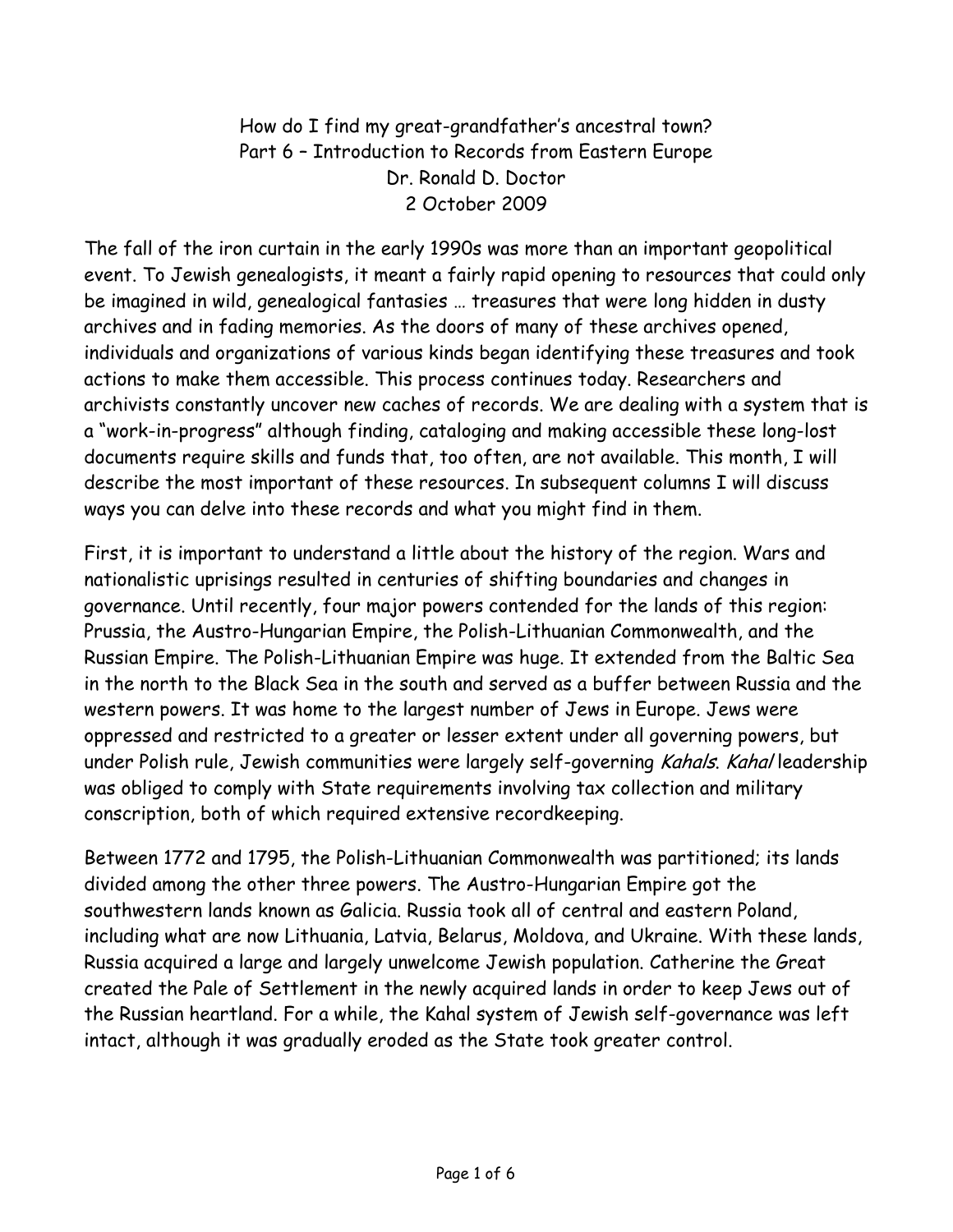# How do I find my great-grandfather's ancestral town?

## Part 6 – Introduction to Records from Eastern Europe

Dr. Ronald D. Doctor

2 October 2009

The fall of the iron curtain in the early 1990s was more than an important geopolitical event. To Jewish genealogists, it meant a fairly rapid opening to resources that could only be imagined in wild, genealogical fantasies … treasures that were long hidden in dusty archives and in fading memories. As the doors of many of these archives opened, individuals and organizations of various kinds began identifying these treasures and took actions to make them accessible. This process continues today. Researchers and archivists constantly uncover new caches of records. We are dealing with a system that is a "work-in-progress" although finding, cataloging and making accessible these long-lost documents require skills and funds that, too often, are not available. This month, I will describe the most important of these resources. In subsequent columns I will discuss ways you can delve into these records and what you might find in them.

First, it is important to understand a little about the history of the region. Wars and nationalistic uprisings resulted in centuries of shifting boundaries and changes in governance. Until recently, four major powers contended for the lands of this region: Prussia, the Austro-Hungarian Empire, the Polish-Lithuanian Commonwealth, and the Russian Empire. The Polish-Lithuanian Empire was huge. It extended from the Baltic Sea in the north to the Black Sea in the south and served as a buffer between Russia and the western powers. It was home to the largest number of Jews in Europe. Jews were oppressed and restricted to a greater or lesser extent under all governing powers, but under Polish rule, Jewish communities were largely self-governing *Kahals*. *Kahal* leadership was obliged to comply with State requirements involving tax collection and military conscription, both of which required extensive recordkeeping.

Between 1772 and 1795, the Polish-Lithuanian Commonwealth was partitioned; its lands divided among the other three powers. The Austro-Hungarian Empire got the southwestern lands known as Galicia. Russia took all of central and eastern Poland, including what are now Lithuania, Latvia, Belarus, Moldova, and Ukraine. With these lands, Russia acquired a large and largely unwelcome Jewish population. Catherine the Great created the Pale of Settlement in the newly acquired lands in order to keep Jews out of the Russian heartland. For a while, the Kahal system of Jewish self-governance was left intact, although it was gradually eroded as the State took greater control.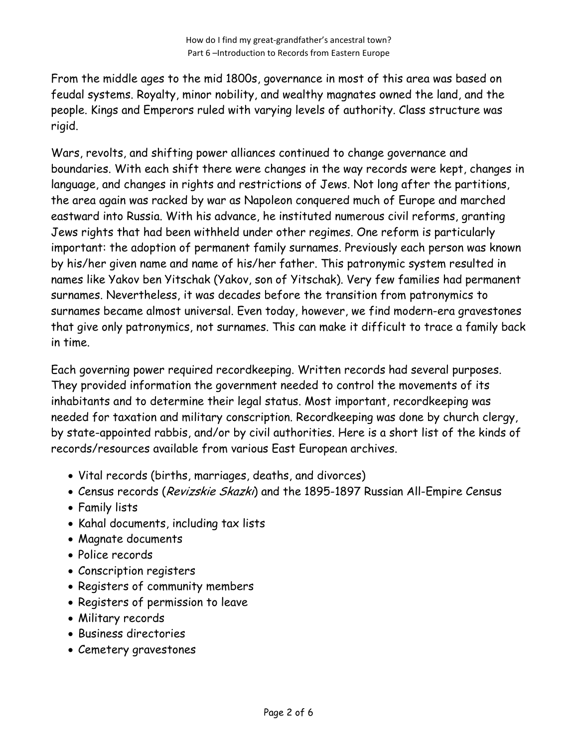From the middle ages to the mid 1800s, governance in most of this area was based on feudal systems. Royalty, minor nobility, and wealthy magnates owned the land, and the people. Kings and Emperors ruled with varying levels of authority. Class structure was rigid.

Wars, revolts, and shifting power alliances continued to change governance and boundaries. With each shift there were changes in the way records were kept, changes in language, and changes in rights and restrictions of Jews. Not long after the partitions, the area again was racked by war as Napoleon conquered much of Europe and marched eastward into Russia. With his advance, he instituted numerous civil reforms, granting Jews rights that had been withheld under other regimes. One reform is particularly important: the adoption of permanent family surnames. Previously each person was known by his/her given name and name of his/her father. This patronymic system resulted in names like Yakov ben Yitschak (Yakov, son of Yitschak). Very few families had permanent surnames. Nevertheless, it was decades before the transition from patronymics to surnames became almost universal. Even today, however, we find modern-era gravestones that give only patronymics, not surnames. This can make it difficult to trace a family back in time.

Each governing power required recordkeeping. Written records had several purposes. They provided information the government needed to control the movements of its inhabitants and to determine their legal status. Most important, recordkeeping was needed for taxation and military conscription. Recordkeeping was done by church clergy, by state-appointed rabbis, and/or by civil authorities. Here is a short list of the kinds of records/resources available from various East European archives.

- Vital records (births, marriages, deaths, and divorces)
- Census records (*Revizskie Skazki*) and the 1895-1897 Russian All-Empire Census
- Family lists
- Kahal documents, including tax lists
- Magnate documents
- Police records
- Conscription registers
- Registers of community members
- Registers of permission to leave
- Military records
- Business directories
- Cemetery gravestones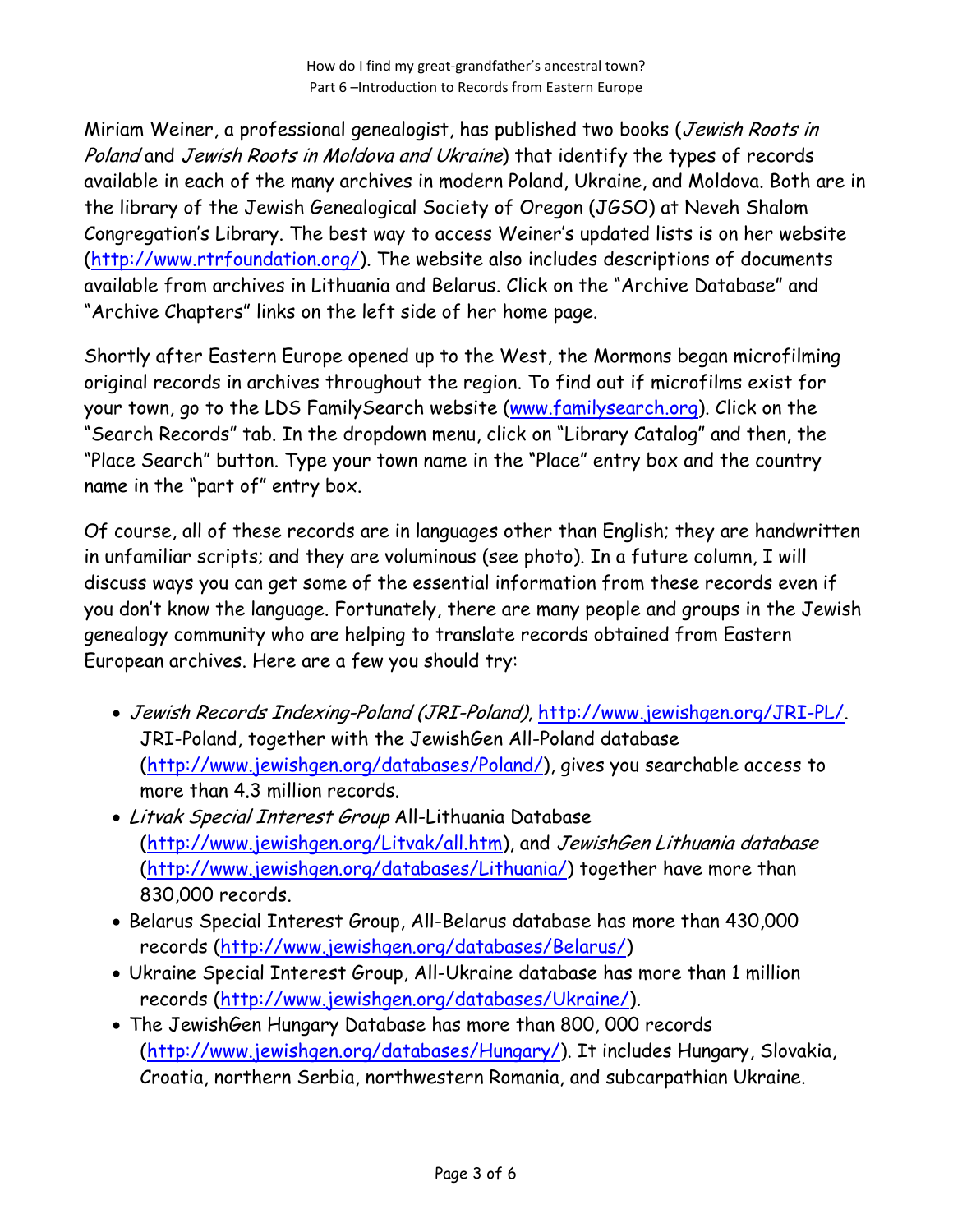Miriam Weiner, a professional genealogist, has published two books (*Jewish Roots in Poland* and *Jewish Roots in Moldova and Ukraine*) that identify the types of records available in each of the many archives in modern Poland, Ukraine, and Moldova. Both are in the library of the Jewish Genealogical Society of Oregon (JGSO) at Neveh Shalom Congregation's Library. The best way to access Weiner's updated lists is on her website (http://www.rtrfoundation.org/). The website also includes descriptions of documents available from archives in Lithuania and Belarus. Click on the "Archive Database" and "Archive Chapters" links on the left side of her home page.

Shortly after Eastern Europe opened up to the West, the Mormons began microfilming original records in archives throughout the region. To find out if microfilms exist for your town, go to the LDS FamilySearch website (www.familysearch.org). Click on the "Search Records" tab. In the dropdown menu, click on "Library Catalog" and then, the "Place Search" button. Type your town name in the "Place" entry box and the country name in the "part of" entry box.

Of course, all of these records are in languages other than English; they are handwritten in unfamiliar scripts; and they are voluminous (see photo). In a future column, I will discuss ways you can get some of the essential information from these records even if you don't know the language. Fortunately, there are many people and groups in the Jewish genealogy community who are helping to translate records obtained from Eastern European archives. Here are a few you should try:

- *Jewish Records Indexing-Poland (JRI-Poland)*, http://www.jewishgen.org/JRI-PL/. JRI-Poland, together with the JewishGen All-Poland database (http://www.jewishgen.org/databases/Poland/), gives you searchable access to more than 4.3 million records.
- *Litvak Special Interest Group* All-Lithuania Database (http://www.jewishgen.org/Litvak/all.htm), and *JewishGen Lithuania database* (http://www.jewishgen.org/databases/Lithuania/) together have more than 830,000 records.
- Belarus Special Interest Group, All-Belarus database has more than 430,000 records (http://www.jewishgen.org/databases/Belarus/)
- Ukraine Special Interest Group, All-Ukraine database has more than 1 million records (http://www.jewishgen.org/databases/Ukraine/).
- The JewishGen Hungary Database has more than 800, 000 records (http://www.jewishgen.org/databases/Hungary/). It includes Hungary, Slovakia, Croatia, northern Serbia, northwestern Romania, and subcarpathian Ukraine.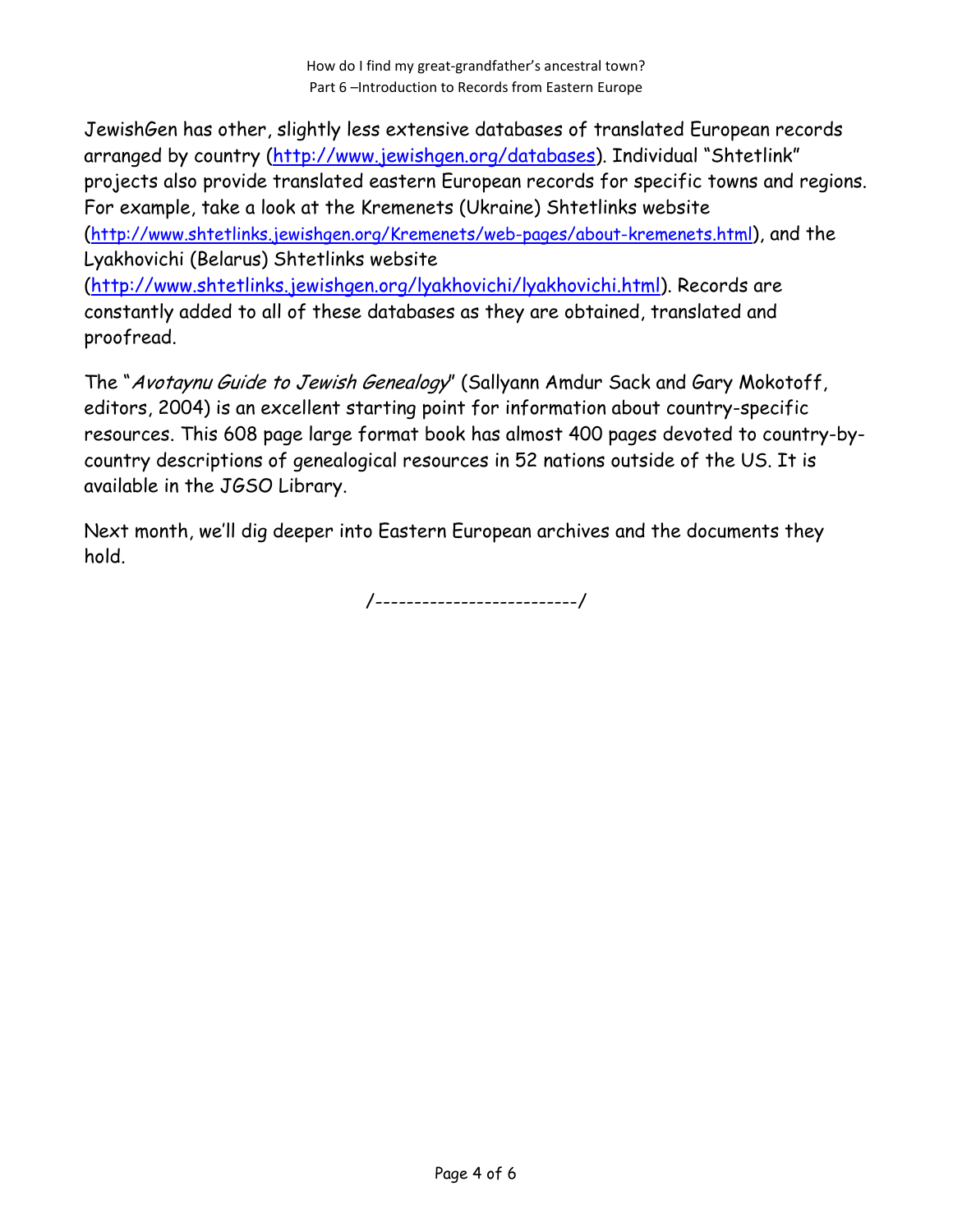JewishGen has other, slightly less extensive databases of translated European records arranged by country (http://www.jewishgen.org/databases). Individual "Shtetlink" projects also provide translated eastern European records for specific towns and regions. For example, take a look at the Kremenets (Ukraine) Shtetlinks website (http://www.shtetlinks.jewishgen.org/Kremenets/web-pages/about-kremenets.html), and the Lyakhovichi (Belarus) Shtetlinks website (http://www.shtetlinks.jewishgen.org/lyakhovichi/lyakhovichi.html). Records are constantly added to all of these databases as they are obtained, translated and proofread.

The "*Avotaynu Guide to Jewish Genealogy*" (Sallyann Amdur Sack and Gary Mokotoff, editors, 2004) is an excellent starting point for information about country-specific resources. This 608 page large format book has almost 400 pages devoted to country-by-country descriptions of genealogical resources in 52 nations outside of the US. It is available in the JGSO Library.

Next month, we'll dig deeper into Eastern European archives and the documents they hold.

/-------------------------/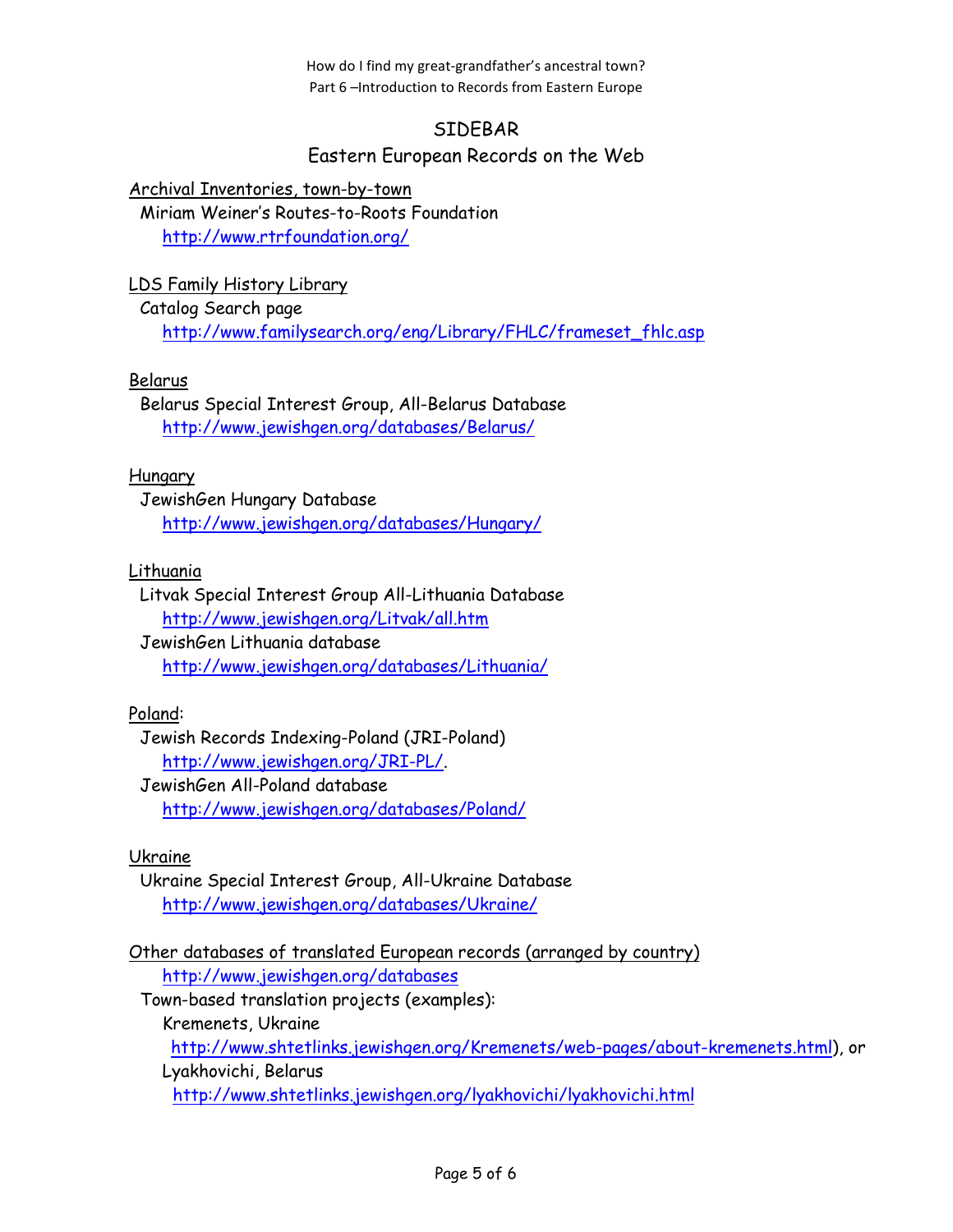## SIDEBAR

## Eastern European Records on the Web

Archival Inventories, town-by-town

Miriam Weiner's Routes-to-Roots Foundation

http://www.rtrfoundation.org/

LDS Family History Library

Catalog Search page

http://www.familysearch.org/eng/Library/FHLC/frameset_fhlc.asp

Belarus

Belarus Special Interest Group, All-Belarus Database

http://www.jewishgen.org/databases/Belarus/

Hungary

JewishGen Hungary Database

http://www.jewishgen.org/databases/Hungary/

Lithuania

Litvak Special Interest Group All-Lithuania Database

http://www.jewishgen.org/Litvak/all.htm

JewishGen Lithuania database

http://www.jewishgen.org/databases/Lithuania/

Poland:

Jewish Records Indexing-Poland (JRI-Poland)

http://www.jewishgen.org/JRI-PL/.

JewishGen All-Poland database

http://www.jewishgen.org/databases/Poland/

Ukraine

Ukraine Special Interest Group, All-Ukraine Database

http://www.jewishgen.org/databases/Ukraine/

Other databases of translated European records (arranged by country)

http://www.jewishgen.org/databases

Town-based translation projects (examples):

Kremenets, Ukraine

http://www.shtetlinks.jewishgen.org/Kremenets/web-pages/about-kremenets.html), or

Lyakhovichi, Belarus

http://www.shtetlinks.jewishgen.org/lyakhovichi/lyakhovichi.html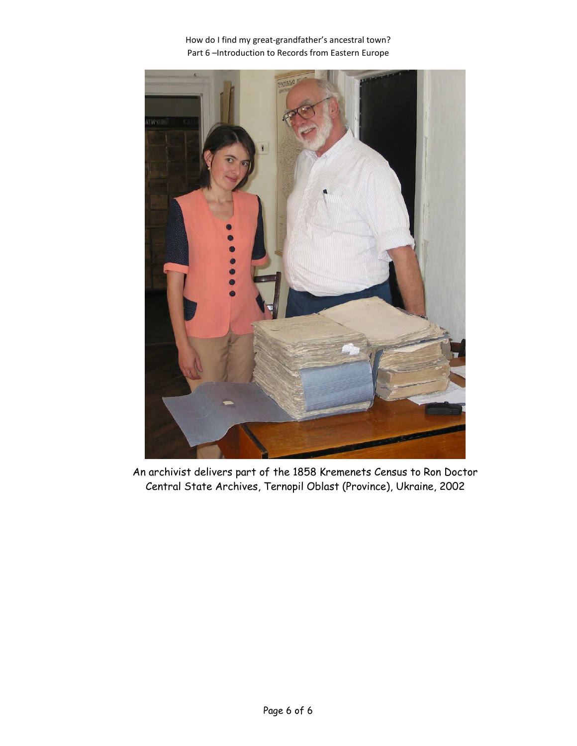An archivist delivers part of the 1858 Kremenets Census to Ron Doctor
Central State Archives, Ternopil Oblast (Province), Ukraine, 2002